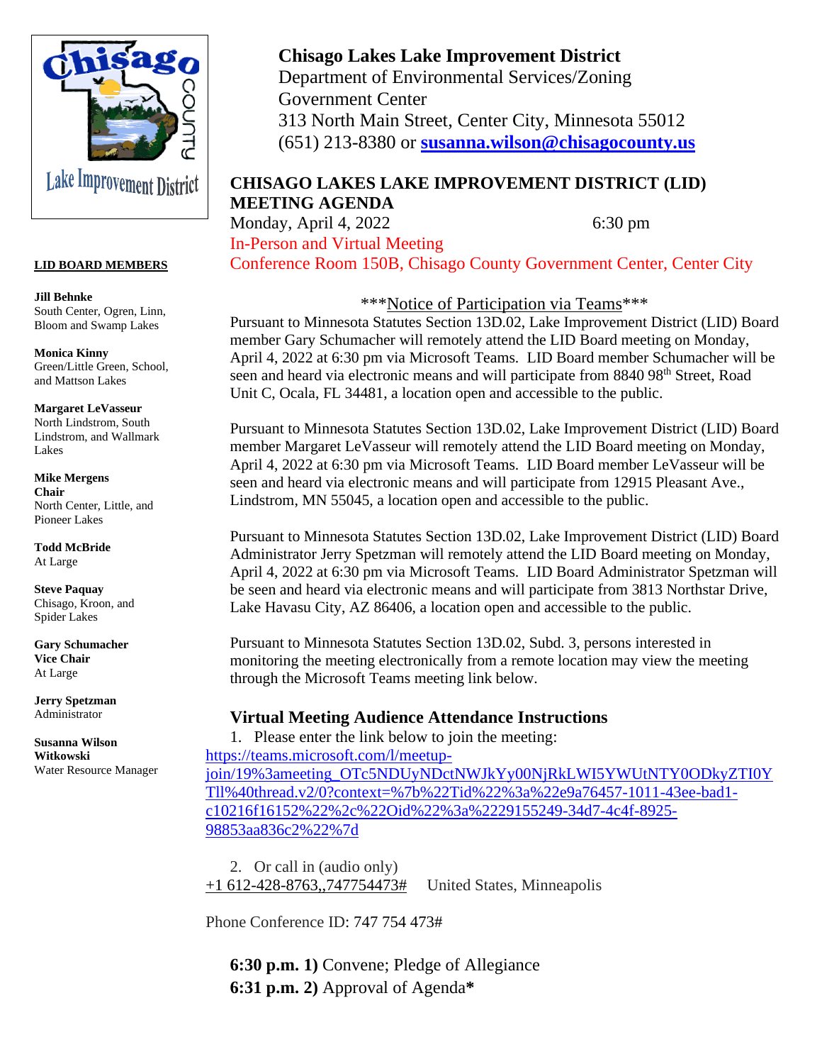**Chisago Lakes Lake Improvement District**
Department of Environmental Services/Zoning
Government Center
313 North Main Street, Center City, Minnesota 55012
(651) 213-8380 or **susanna.wilson@chisagocounty.us**

Lake Improvement District

**LID BOARD MEMBERS**

**Jill Behnke**
South Center, Ogren, Linn, Bloom and Swamp Lakes

**Monica Kinny**
Green/Little Green, School, and Mattson Lakes

**Margaret LeVasseur**
North Lindstrom, South Lindstrom, and Wallmark Lakes

**Mike Mergens**
**Chair**
North Center, Little, and Pioneer Lakes

**Todd McBride**
At Large

**Steve Paquay**
Chisago, Kroon, and Spider Lakes

**Gary Schumacher**
**Vice Chair**
At Large

**Jerry Spetzman**
Administrator

**Susanna Wilson Witkowski**
Water Resource Manager

## CHISAGO LAKES LAKE IMPROVEMENT DISTRICT (LID) MEETING AGENDA

Monday, April 4, 2022 6:30 pm
In-Person and Virtual Meeting
Conference Room 150B, Chisago County Government Center, Center City

***Notice of Participation via Teams***

Pursuant to Minnesota Statutes Section 13D.02, Lake Improvement District (LID) Board member Gary Schumacher will remotely attend the LID Board meeting on Monday, April 4, 2022 at 6:30 pm via Microsoft Teams. LID Board member Schumacher will be seen and heard via electronic means and will participate from 8840 98th Street, Road Unit C, Ocala, FL 34481, a location open and accessible to the public.

Pursuant to Minnesota Statutes Section 13D.02, Lake Improvement District (LID) Board member Margaret LeVasseur will remotely attend the LID Board meeting on Monday, April 4, 2022 at 6:30 pm via Microsoft Teams. LID Board member LeVasseur will be seen and heard via electronic means and will participate from 12915 Pleasant Ave., Lindstrom, MN 55045, a location open and accessible to the public.

Pursuant to Minnesota Statutes Section 13D.02, Lake Improvement District (LID) Board Administrator Jerry Spetzman will remotely attend the LID Board meeting on Monday, April 4, 2022 at 6:30 pm via Microsoft Teams. LID Board Administrator Spetzman will be seen and heard via electronic means and will participate from 3813 Northstar Drive, Lake Havasu City, AZ 86406, a location open and accessible to the public.

Pursuant to Minnesota Statutes Section 13D.02, Subd. 3, persons interested in monitoring the meeting electronically from a remote location may view the meeting through the Microsoft Teams meeting link below.

### Virtual Meeting Audience Attendance Instructions

1. Please enter the link below to join the meeting:

https://teams.microsoft.com/l/meetup-join/19%3ameeting_OTc5NDUyNDctNWJkYy00NjRkLWI5YWUtNTY0ODkyZTI0YTll%40thread.v2/0?context=%7b%22Tid%22%3a%22e9a76457-1011-43ee-bad1-c10216f16152%22%2c%22Oid%22%3a%2229155249-34d7-4c4f-8925-98853aa836c2%22%7d

2. Or call in (audio only)

+1 612-428-8763,,747754473# United States, Minneapolis

Phone Conference ID: 747 754 473#

**6:30 p.m. 1)** Convene; Pledge of Allegiance
**6:31 p.m. 2)** Approval of Agenda**\***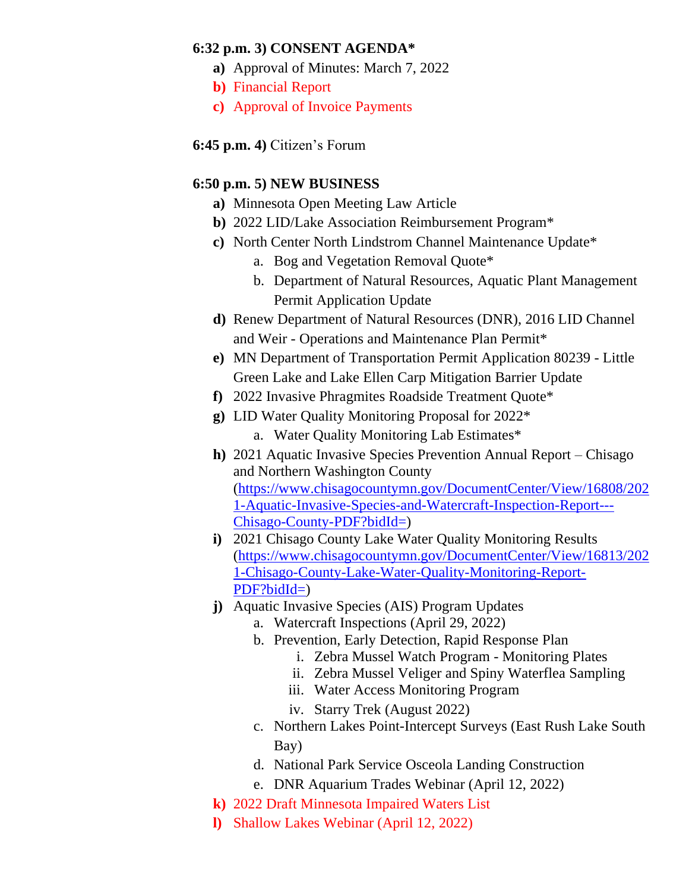**6:32 p.m. 3) CONSENT AGENDA***

- **a)** Approval of Minutes: March 7, 2022
- **b)** Financial Report
- **c)** Approval of Invoice Payments

**6:45 p.m. 4)** Citizen's Forum

**6:50 p.m. 5) NEW BUSINESS**

- **a)** Minnesota Open Meeting Law Article
- **b)** 2022 LID/Lake Association Reimbursement Program*
- **c)** North Center North Lindstrom Channel Maintenance Update*
  - a. Bog and Vegetation Removal Quote*
  - b. Department of Natural Resources, Aquatic Plant Management Permit Application Update
- **d)** Renew Department of Natural Resources (DNR), 2016 LID Channel and Weir - Operations and Maintenance Plan Permit*
- **e)** MN Department of Transportation Permit Application 80239 - Little Green Lake and Lake Ellen Carp Mitigation Barrier Update
- **f)** 2022 Invasive Phragmites Roadside Treatment Quote*
- **g)** LID Water Quality Monitoring Proposal for 2022*
  - a. Water Quality Monitoring Lab Estimates*
- **h)** 2021 Aquatic Invasive Species Prevention Annual Report – Chisago and Northern Washington County ([https://www.chisagocountymn.gov/DocumentCenter/View/16808/2021-Aquatic-Invasive-Species-and-Watercraft-Inspection-Report---Chisago-County-PDF?bidId=](https://www.chisagocountymn.gov/DocumentCenter/View/16808/2021-Aquatic-Invasive-Species-and-Watercraft-Inspection-Report---Chisago-County-PDF?bidId=))
- **i)** 2021 Chisago County Lake Water Quality Monitoring Results ([https://www.chisagocountymn.gov/DocumentCenter/View/16813/2021-Chisago-County-Lake-Water-Quality-Monitoring-Report-PDF?bidId=](https://www.chisagocountymn.gov/DocumentCenter/View/16813/2021-Chisago-County-Lake-Water-Quality-Monitoring-Report-PDF?bidId=))
- **j)** Aquatic Invasive Species (AIS) Program Updates
  - a. Watercraft Inspections (April 29, 2022)
  - b. Prevention, Early Detection, Rapid Response Plan
    - i. Zebra Mussel Watch Program - Monitoring Plates
    - ii. Zebra Mussel Veliger and Spiny Waterflea Sampling
    - iii. Water Access Monitoring Program
    - iv. Starry Trek (August 2022)
  - c. Northern Lakes Point-Intercept Surveys (East Rush Lake South Bay)
  - d. National Park Service Osceola Landing Construction
  - e. DNR Aquarium Trades Webinar (April 12, 2022)
- **k)** 2022 Draft Minnesota Impaired Waters List
- **l)** Shallow Lakes Webinar (April 12, 2022)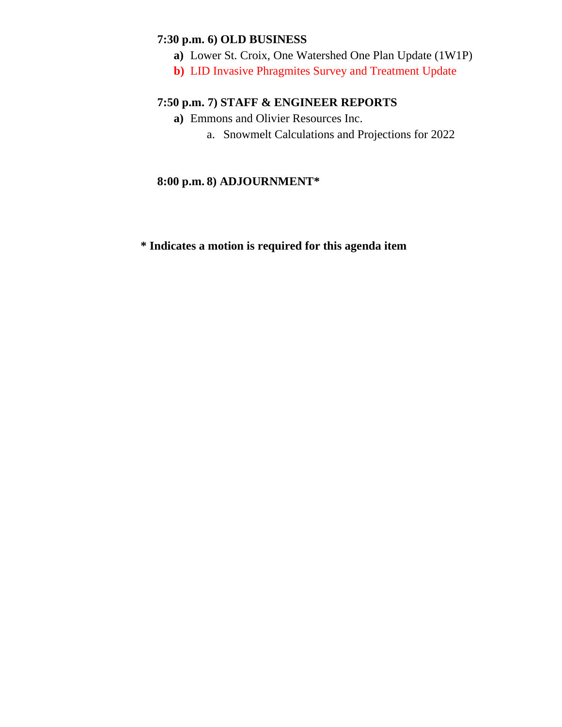**7:30 p.m. 6) OLD BUSINESS**

- **a)** Lower St. Croix, One Watershed One Plan Update (1W1P)
- **b)** LID Invasive Phragmites Survey and Treatment Update

**7:50 p.m. 7) STAFF & ENGINEER REPORTS**

- **a)** Emmons and Olivier Resources Inc.
  - a. Snowmelt Calculations and Projections for 2022

**8:00 p.m. 8) ADJOURNMENT***

**\* Indicates a motion is required for this agenda item**